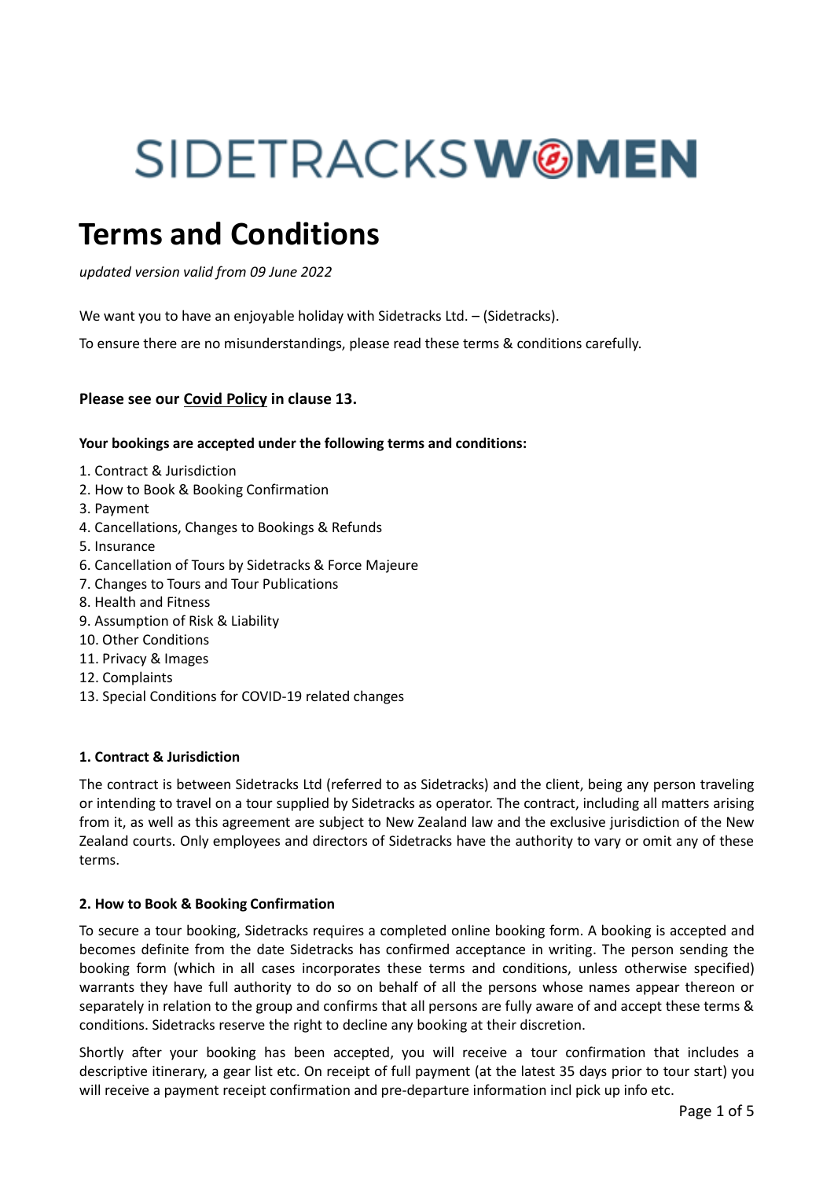SIDETRACKS WOMEN

# Terms and Conditions

*updated version valid from 09 June 2022*

We want you to have an enjoyable holiday with Sidetracks Ltd. – (Sidetracks).

To ensure there are no misunderstandings, please read these terms & conditions carefully.

**Please see our Covid Policy in clause 13.**

**Your bookings are accepted under the following terms and conditions:**

1. Contract & Jurisdiction
2. How to Book & Booking Confirmation
3. Payment
4. Cancellations, Changes to Bookings & Refunds
5. Insurance
6. Cancellation of Tours by Sidetracks & Force Majeure
7. Changes to Tours and Tour Publications
8. Health and Fitness
9. Assumption of Risk & Liability
10. Other Conditions
11. Privacy & Images
12. Complaints
13. Special Conditions for COVID-19 related changes

### 1. Contract & Jurisdiction

The contract is between Sidetracks Ltd (referred to as Sidetracks) and the client, being any person traveling or intending to travel on a tour supplied by Sidetracks as operator. The contract, including all matters arising from it, as well as this agreement are subject to New Zealand law and the exclusive jurisdiction of the New Zealand courts. Only employees and directors of Sidetracks have the authority to vary or omit any of these terms.

### 2. How to Book & Booking Confirmation

To secure a tour booking, Sidetracks requires a completed online booking form. A booking is accepted and becomes definite from the date Sidetracks has confirmed acceptance in writing. The person sending the booking form (which in all cases incorporates these terms and conditions, unless otherwise specified) warrants they have full authority to do so on behalf of all the persons whose names appear thereon or separately in relation to the group and confirms that all persons are fully aware of and accept these terms & conditions. Sidetracks reserve the right to decline any booking at their discretion.

Shortly after your booking has been accepted, you will receive a tour confirmation that includes a descriptive itinerary, a gear list etc. On receipt of full payment (at the latest 35 days prior to tour start) you will receive a payment receipt confirmation and pre-departure information incl pick up info etc.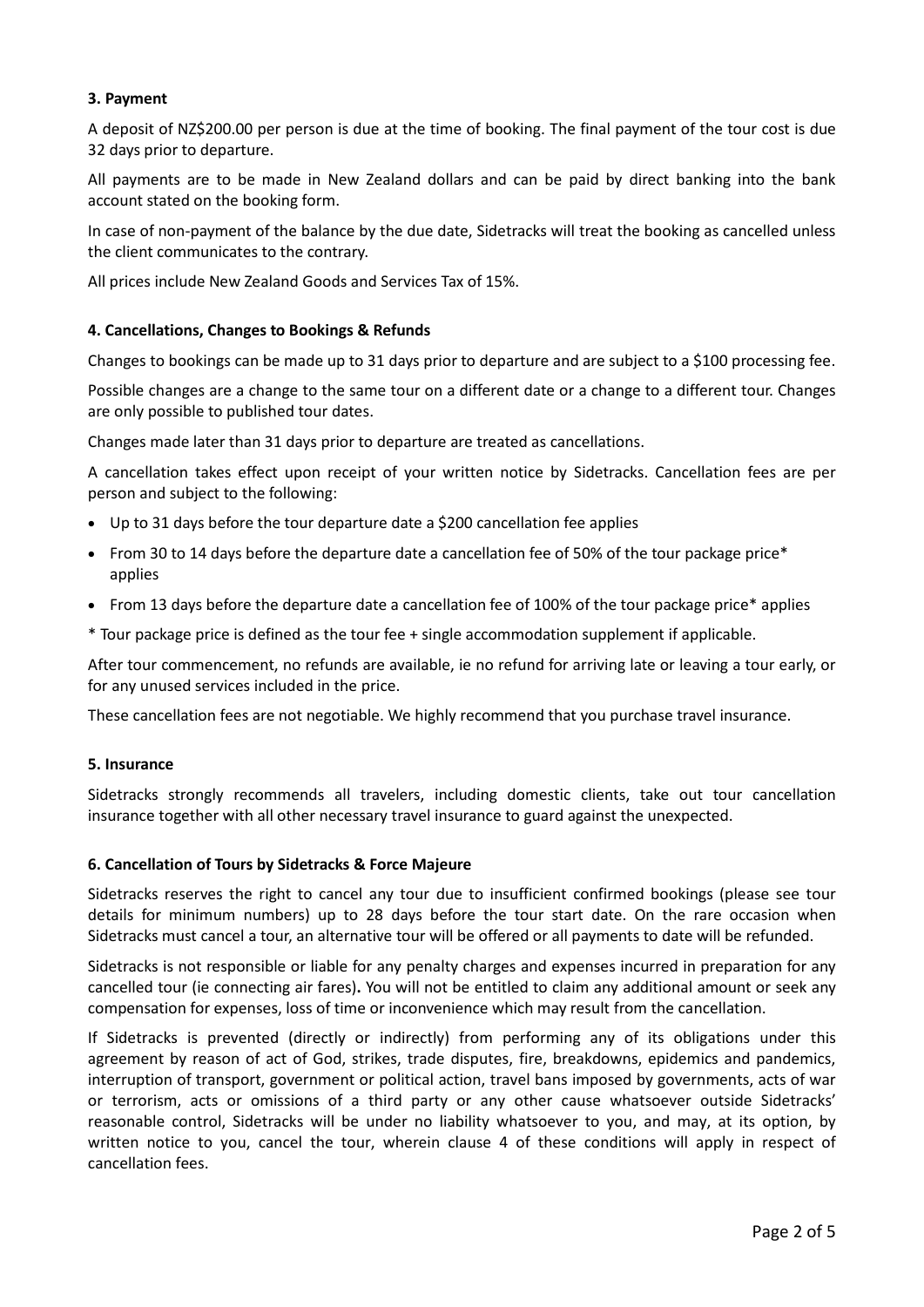### 3. Payment

A deposit of NZ$200.00 per person is due at the time of booking. The final payment of the tour cost is due 32 days prior to departure.

All payments are to be made in New Zealand dollars and can be paid by direct banking into the bank account stated on the booking form.

In case of non-payment of the balance by the due date, Sidetracks will treat the booking as cancelled unless the client communicates to the contrary.

All prices include New Zealand Goods and Services Tax of 15%.

### 4. Cancellations, Changes to Bookings & Refunds

Changes to bookings can be made up to 31 days prior to departure and are subject to a $100 processing fee.

Possible changes are a change to the same tour on a different date or a change to a different tour. Changes are only possible to published tour dates.

Changes made later than 31 days prior to departure are treated as cancellations.

A cancellation takes effect upon receipt of your written notice by Sidetracks. Cancellation fees are per person and subject to the following:

- Up to 31 days before the tour departure date a $200 cancellation fee applies
- From 30 to 14 days before the departure date a cancellation fee of 50% of the tour package price* applies
- From 13 days before the departure date a cancellation fee of 100% of the tour package price* applies

* Tour package price is defined as the tour fee + single accommodation supplement if applicable.

After tour commencement, no refunds are available, ie no refund for arriving late or leaving a tour early, or for any unused services included in the price.

These cancellation fees are not negotiable. We highly recommend that you purchase travel insurance.

### 5. Insurance

Sidetracks strongly recommends all travelers, including domestic clients, take out tour cancellation insurance together with all other necessary travel insurance to guard against the unexpected.

### 6. Cancellation of Tours by Sidetracks & Force Majeure

Sidetracks reserves the right to cancel any tour due to insufficient confirmed bookings (please see tour details for minimum numbers) up to 28 days before the tour start date. On the rare occasion when Sidetracks must cancel a tour, an alternative tour will be offered or all payments to date will be refunded.

Sidetracks is not responsible or liable for any penalty charges and expenses incurred in preparation for any cancelled tour (ie connecting air fares). You will not be entitled to claim any additional amount or seek any compensation for expenses, loss of time or inconvenience which may result from the cancellation.

If Sidetracks is prevented (directly or indirectly) from performing any of its obligations under this agreement by reason of act of God, strikes, trade disputes, fire, breakdowns, epidemics and pandemics, interruption of transport, government or political action, travel bans imposed by governments, acts of war or terrorism, acts or omissions of a third party or any other cause whatsoever outside Sidetracks' reasonable control, Sidetracks will be under no liability whatsoever to you, and may, at its option, by written notice to you, cancel the tour, wherein clause 4 of these conditions will apply in respect of cancellation fees.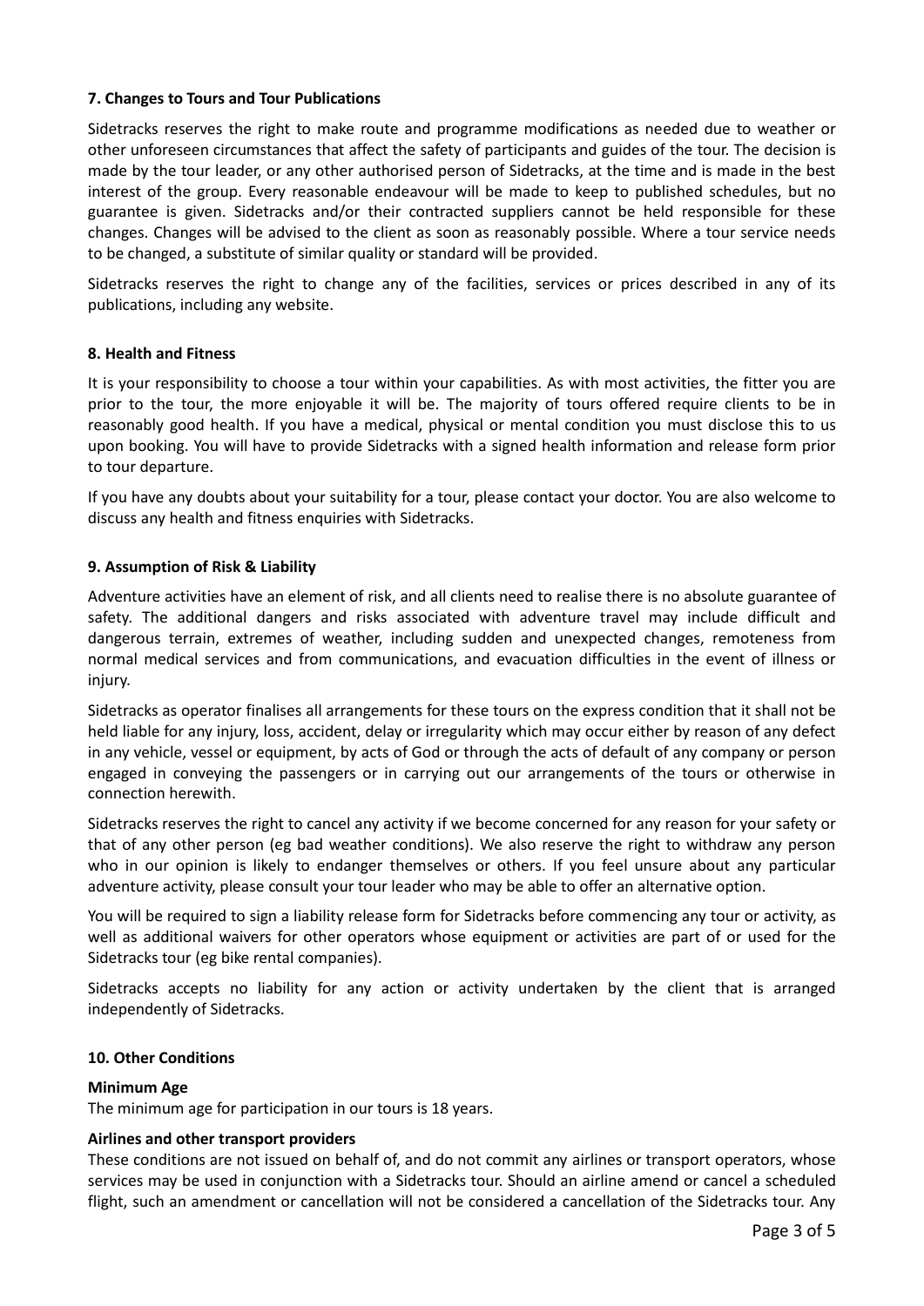### 7. Changes to Tours and Tour Publications

Sidetracks reserves the right to make route and programme modifications as needed due to weather or other unforeseen circumstances that affect the safety of participants and guides of the tour. The decision is made by the tour leader, or any other authorised person of Sidetracks, at the time and is made in the best interest of the group. Every reasonable endeavour will be made to keep to published schedules, but no guarantee is given. Sidetracks and/or their contracted suppliers cannot be held responsible for these changes. Changes will be advised to the client as soon as reasonably possible. Where a tour service needs to be changed, a substitute of similar quality or standard will be provided.

Sidetracks reserves the right to change any of the facilities, services or prices described in any of its publications, including any website.

### 8. Health and Fitness

It is your responsibility to choose a tour within your capabilities. As with most activities, the fitter you are prior to the tour, the more enjoyable it will be. The majority of tours offered require clients to be in reasonably good health. If you have a medical, physical or mental condition you must disclose this to us upon booking. You will have to provide Sidetracks with a signed health information and release form prior to tour departure.

If you have any doubts about your suitability for a tour, please contact your doctor. You are also welcome to discuss any health and fitness enquiries with Sidetracks.

### 9. Assumption of Risk & Liability

Adventure activities have an element of risk, and all clients need to realise there is no absolute guarantee of safety. The additional dangers and risks associated with adventure travel may include difficult and dangerous terrain, extremes of weather, including sudden and unexpected changes, remoteness from normal medical services and from communications, and evacuation difficulties in the event of illness or injury.

Sidetracks as operator finalises all arrangements for these tours on the express condition that it shall not be held liable for any injury, loss, accident, delay or irregularity which may occur either by reason of any defect in any vehicle, vessel or equipment, by acts of God or through the acts of default of any company or person engaged in conveying the passengers or in carrying out our arrangements of the tours or otherwise in connection herewith.

Sidetracks reserves the right to cancel any activity if we become concerned for any reason for your safety or that of any other person (eg bad weather conditions). We also reserve the right to withdraw any person who in our opinion is likely to endanger themselves or others. If you feel unsure about any particular adventure activity, please consult your tour leader who may be able to offer an alternative option.

You will be required to sign a liability release form for Sidetracks before commencing any tour or activity, as well as additional waivers for other operators whose equipment or activities are part of or used for the Sidetracks tour (eg bike rental companies).

Sidetracks accepts no liability for any action or activity undertaken by the client that is arranged independently of Sidetracks.

### 10. Other Conditions

**Minimum Age**
The minimum age for participation in our tours is 18 years.

**Airlines and other transport providers**
These conditions are not issued on behalf of, and do not commit any airlines or transport operators, whose services may be used in conjunction with a Sidetracks tour. Should an airline amend or cancel a scheduled flight, such an amendment or cancellation will not be considered a cancellation of the Sidetracks tour. Any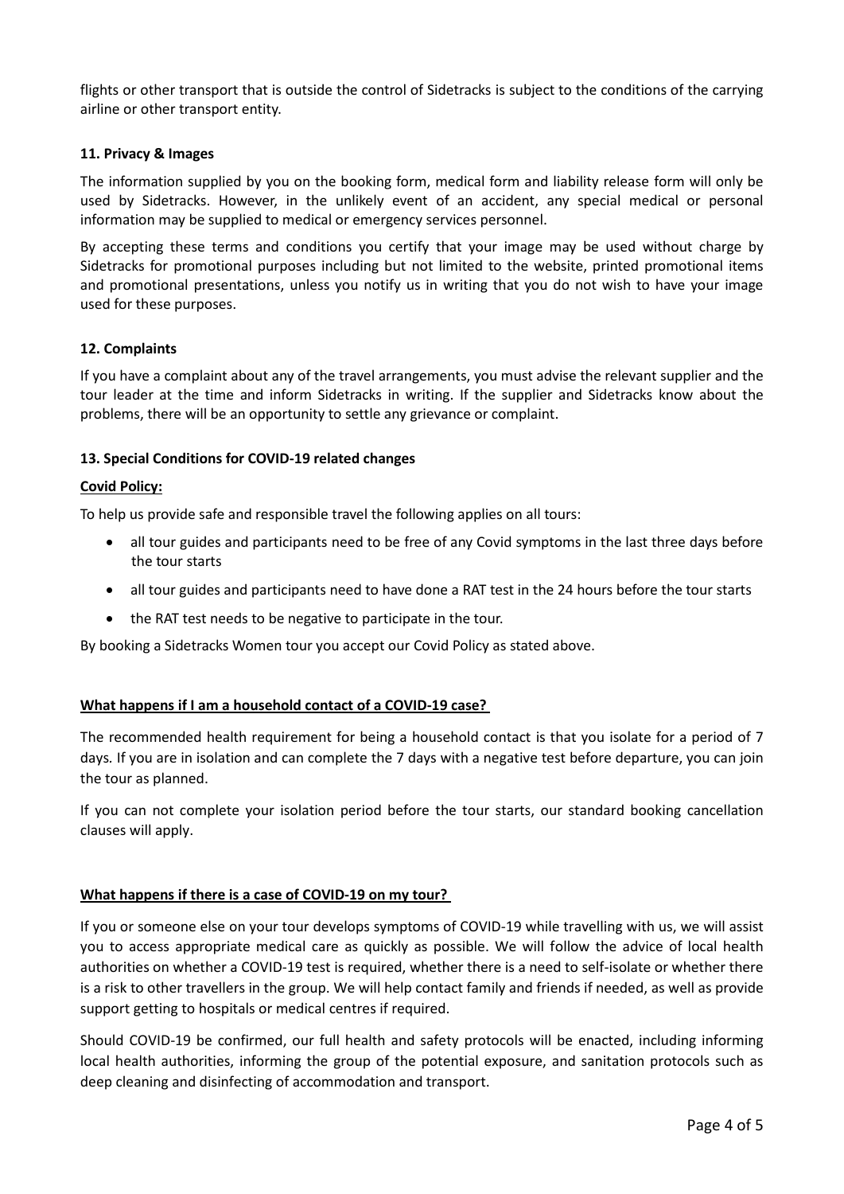flights or other transport that is outside the control of Sidetracks is subject to the conditions of the carrying airline or other transport entity.

### 11. Privacy & Images

The information supplied by you on the booking form, medical form and liability release form will only be used by Sidetracks. However, in the unlikely event of an accident, any special medical or personal information may be supplied to medical or emergency services personnel.

By accepting these terms and conditions you certify that your image may be used without charge by Sidetracks for promotional purposes including but not limited to the website, printed promotional items and promotional presentations, unless you notify us in writing that you do not wish to have your image used for these purposes.

### 12. Complaints

If you have a complaint about any of the travel arrangements, you must advise the relevant supplier and the tour leader at the time and inform Sidetracks in writing. If the supplier and Sidetracks know about the problems, there will be an opportunity to settle any grievance or complaint.

### 13. Special Conditions for COVID-19 related changes

**Covid Policy:**

To help us provide safe and responsible travel the following applies on all tours:

- all tour guides and participants need to be free of any Covid symptoms in the last three days before the tour starts
- all tour guides and participants need to have done a RAT test in the 24 hours before the tour starts
- the RAT test needs to be negative to participate in the tour.

By booking a Sidetracks Women tour you accept our Covid Policy as stated above.

**What happens if I am a household contact of a COVID-19 case?**

The recommended health requirement for being a household contact is that you isolate for a period of 7 days. If you are in isolation and can complete the 7 days with a negative test before departure, you can join the tour as planned.

If you can not complete your isolation period before the tour starts, our standard booking cancellation clauses will apply.

**What happens if there is a case of COVID-19 on my tour?**

If you or someone else on your tour develops symptoms of COVID-19 while travelling with us, we will assist you to access appropriate medical care as quickly as possible. We will follow the advice of local health authorities on whether a COVID-19 test is required, whether there is a need to self-isolate or whether there is a risk to other travellers in the group. We will help contact family and friends if needed, as well as provide support getting to hospitals or medical centres if required.

Should COVID-19 be confirmed, our full health and safety protocols will be enacted, including informing local health authorities, informing the group of the potential exposure, and sanitation protocols such as deep cleaning and disinfecting of accommodation and transport.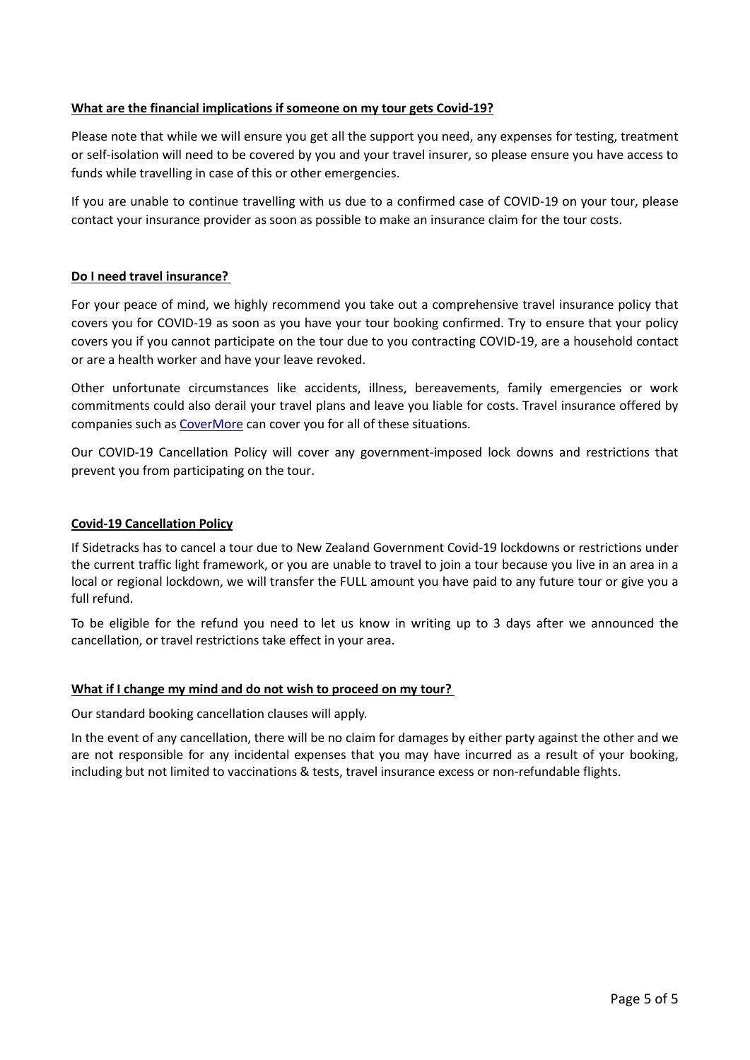**What are the financial implications if someone on my tour gets Covid-19?**

Please note that while we will ensure you get all the support you need, any expenses for testing, treatment or self-isolation will need to be covered by you and your travel insurer, so please ensure you have access to funds while travelling in case of this or other emergencies.

If you are unable to continue travelling with us due to a confirmed case of COVID-19 on your tour, please contact your insurance provider as soon as possible to make an insurance claim for the tour costs.

**Do I need travel insurance?**

For your peace of mind, we highly recommend you take out a comprehensive travel insurance policy that covers you for COVID-19 as soon as you have your tour booking confirmed. Try to ensure that your policy covers you if you cannot participate on the tour due to you contracting COVID-19, are a household contact or are a health worker and have your leave revoked.

Other unfortunate circumstances like accidents, illness, bereavements, family emergencies or work commitments could also derail your travel plans and leave you liable for costs. Travel insurance offered by companies such as CoverMore can cover you for all of these situations.

Our COVID-19 Cancellation Policy will cover any government-imposed lock downs and restrictions that prevent you from participating on the tour.

**Covid-19 Cancellation Policy**

If Sidetracks has to cancel a tour due to New Zealand Government Covid-19 lockdowns or restrictions under the current traffic light framework, or you are unable to travel to join a tour because you live in an area in a local or regional lockdown, we will transfer the FULL amount you have paid to any future tour or give you a full refund.

To be eligible for the refund you need to let us know in writing up to 3 days after we announced the cancellation, or travel restrictions take effect in your area.

**What if I change my mind and do not wish to proceed on my tour?**

Our standard booking cancellation clauses will apply.

In the event of any cancellation, there will be no claim for damages by either party against the other and we are not responsible for any incidental expenses that you may have incurred as a result of your booking, including but not limited to vaccinations & tests, travel insurance excess or non-refundable flights.